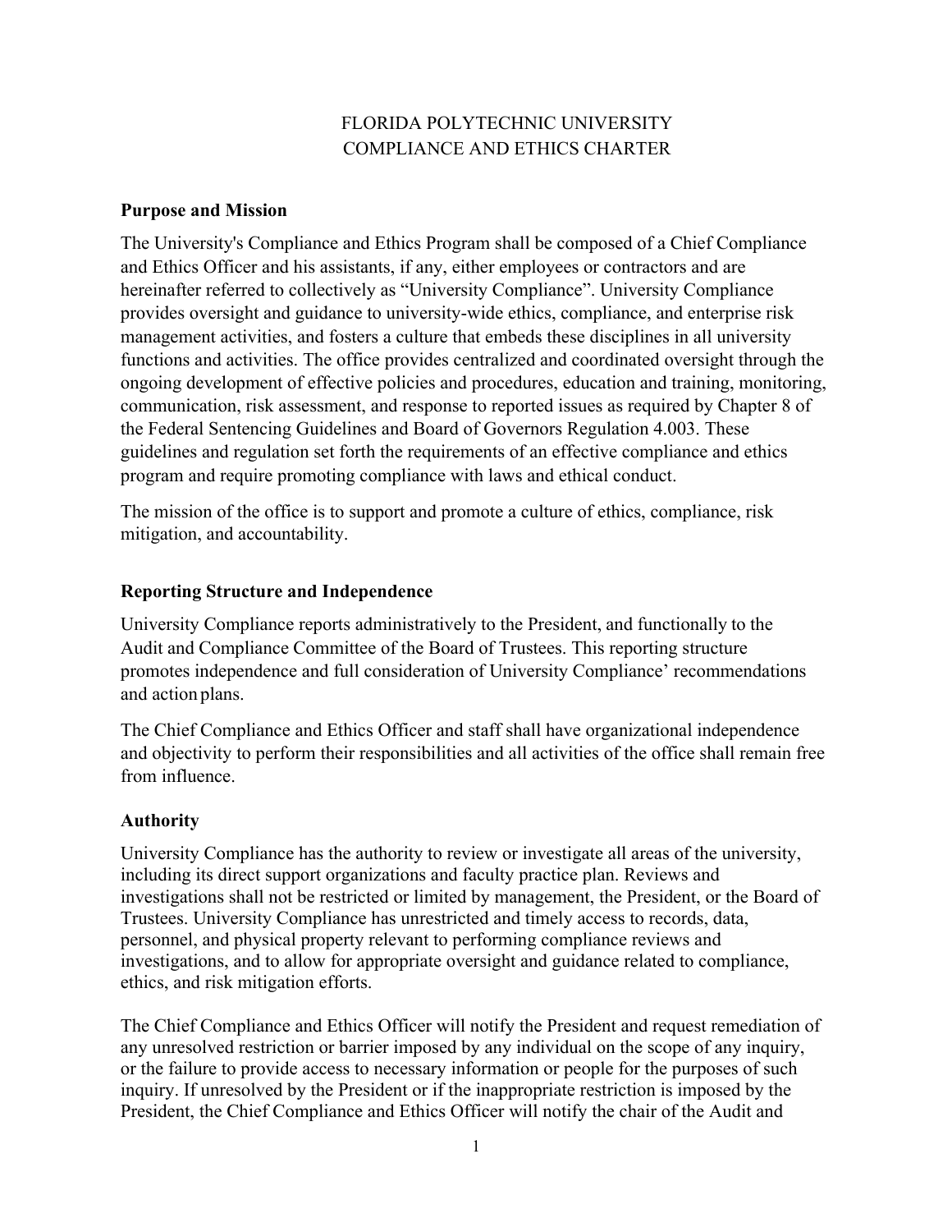# FLORIDA POLYTECHNIC UNIVERSITY
# COMPLIANCE AND ETHICS CHARTER

## Purpose and Mission

The University's Compliance and Ethics Program shall be composed of a Chief Compliance and Ethics Officer and his assistants, if any, either employees or contractors and are hereinafter referred to collectively as "University Compliance". University Compliance provides oversight and guidance to university-wide ethics, compliance, and enterprise risk management activities, and fosters a culture that embeds these disciplines in all university functions and activities. The office provides centralized and coordinated oversight through the ongoing development of effective policies and procedures, education and training, monitoring, communication, risk assessment, and response to reported issues as required by Chapter 8 of the Federal Sentencing Guidelines and Board of Governors Regulation 4.003. These guidelines and regulation set forth the requirements of an effective compliance and ethics program and require promoting compliance with laws and ethical conduct.

The mission of the office is to support and promote a culture of ethics, compliance, risk mitigation, and accountability.

## Reporting Structure and Independence

University Compliance reports administratively to the President, and functionally to the Audit and Compliance Committee of the Board of Trustees. This reporting structure promotes independence and full consideration of University Compliance' recommendations and action plans.

The Chief Compliance and Ethics Officer and staff shall have organizational independence and objectivity to perform their responsibilities and all activities of the office shall remain free from influence.

## Authority

University Compliance has the authority to review or investigate all areas of the university, including its direct support organizations and faculty practice plan. Reviews and investigations shall not be restricted or limited by management, the President, or the Board of Trustees. University Compliance has unrestricted and timely access to records, data, personnel, and physical property relevant to performing compliance reviews and investigations, and to allow for appropriate oversight and guidance related to compliance, ethics, and risk mitigation efforts.

The Chief Compliance and Ethics Officer will notify the President and request remediation of any unresolved restriction or barrier imposed by any individual on the scope of any inquiry, or the failure to provide access to necessary information or people for the purposes of such inquiry. If unresolved by the President or if the inappropriate restriction is imposed by the President, the Chief Compliance and Ethics Officer will notify the chair of the Audit and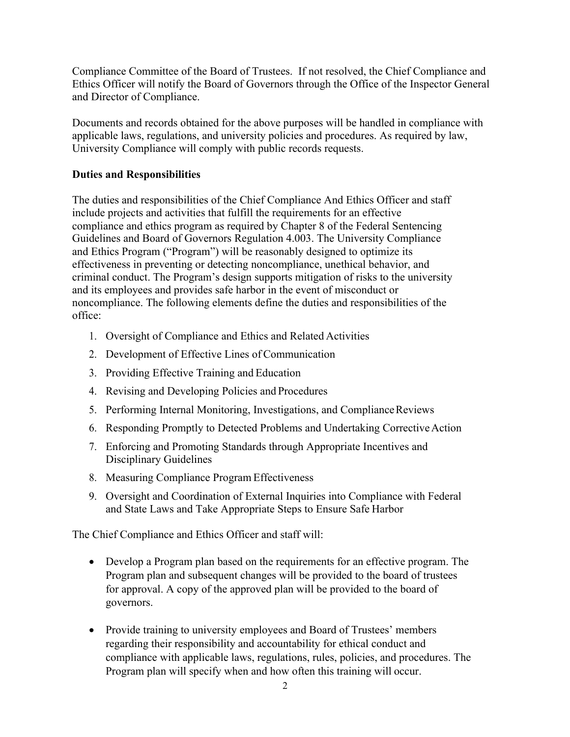Compliance Committee of the Board of Trustees. If not resolved, the Chief Compliance and Ethics Officer will notify the Board of Governors through the Office of the Inspector General and Director of Compliance.

Documents and records obtained for the above purposes will be handled in compliance with applicable laws, regulations, and university policies and procedures. As required by law, University Compliance will comply with public records requests.

**Duties and Responsibilities**

The duties and responsibilities of the Chief Compliance And Ethics Officer and staff include projects and activities that fulfill the requirements for an effective compliance and ethics program as required by Chapter 8 of the Federal Sentencing Guidelines and Board of Governors Regulation 4.003. The University Compliance and Ethics Program ("Program") will be reasonably designed to optimize its effectiveness in preventing or detecting noncompliance, unethical behavior, and criminal conduct. The Program's design supports mitigation of risks to the university and its employees and provides safe harbor in the event of misconduct or noncompliance. The following elements define the duties and responsibilities of the office:

1. Oversight of Compliance and Ethics and Related Activities
2. Development of Effective Lines of Communication
3. Providing Effective Training and Education
4. Revising and Developing Policies and Procedures
5. Performing Internal Monitoring, Investigations, and Compliance Reviews
6. Responding Promptly to Detected Problems and Undertaking Corrective Action
7. Enforcing and Promoting Standards through Appropriate Incentives and Disciplinary Guidelines
8. Measuring Compliance Program Effectiveness
9. Oversight and Coordination of External Inquiries into Compliance with Federal and State Laws and Take Appropriate Steps to Ensure Safe Harbor

The Chief Compliance and Ethics Officer and staff will:

- Develop a Program plan based on the requirements for an effective program. The Program plan and subsequent changes will be provided to the board of trustees for approval. A copy of the approved plan will be provided to the board of governors.

- Provide training to university employees and Board of Trustees' members regarding their responsibility and accountability for ethical conduct and compliance with applicable laws, regulations, rules, policies, and procedures. The Program plan will specify when and how often this training will occur.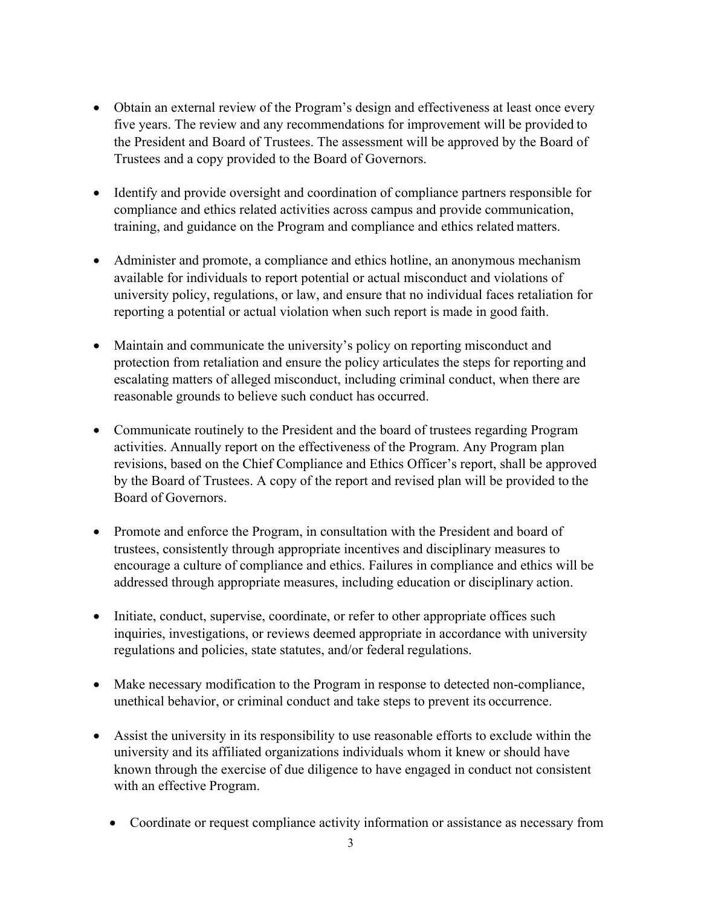- Obtain an external review of the Program's design and effectiveness at least once every five years. The review and any recommendations for improvement will be provided to the President and Board of Trustees. The assessment will be approved by the Board of Trustees and a copy provided to the Board of Governors.

- Identify and provide oversight and coordination of compliance partners responsible for compliance and ethics related activities across campus and provide communication, training, and guidance on the Program and compliance and ethics related matters.

- Administer and promote, a compliance and ethics hotline, an anonymous mechanism available for individuals to report potential or actual misconduct and violations of university policy, regulations, or law, and ensure that no individual faces retaliation for reporting a potential or actual violation when such report is made in good faith.

- Maintain and communicate the university's policy on reporting misconduct and protection from retaliation and ensure the policy articulates the steps for reporting and escalating matters of alleged misconduct, including criminal conduct, when there are reasonable grounds to believe such conduct has occurred.

- Communicate routinely to the President and the board of trustees regarding Program activities. Annually report on the effectiveness of the Program. Any Program plan revisions, based on the Chief Compliance and Ethics Officer's report, shall be approved by the Board of Trustees. A copy of the report and revised plan will be provided to the Board of Governors.

- Promote and enforce the Program, in consultation with the President and board of trustees, consistently through appropriate incentives and disciplinary measures to encourage a culture of compliance and ethics. Failures in compliance and ethics will be addressed through appropriate measures, including education or disciplinary action.

- Initiate, conduct, supervise, coordinate, or refer to other appropriate offices such inquiries, investigations, or reviews deemed appropriate in accordance with university regulations and policies, state statutes, and/or federal regulations.

- Make necessary modification to the Program in response to detected non-compliance, unethical behavior, or criminal conduct and take steps to prevent its occurrence.

- Assist the university in its responsibility to use reasonable efforts to exclude within the university and its affiliated organizations individuals whom it knew or should have known through the exercise of due diligence to have engaged in conduct not consistent with an effective Program.

  - Coordinate or request compliance activity information or assistance as necessary from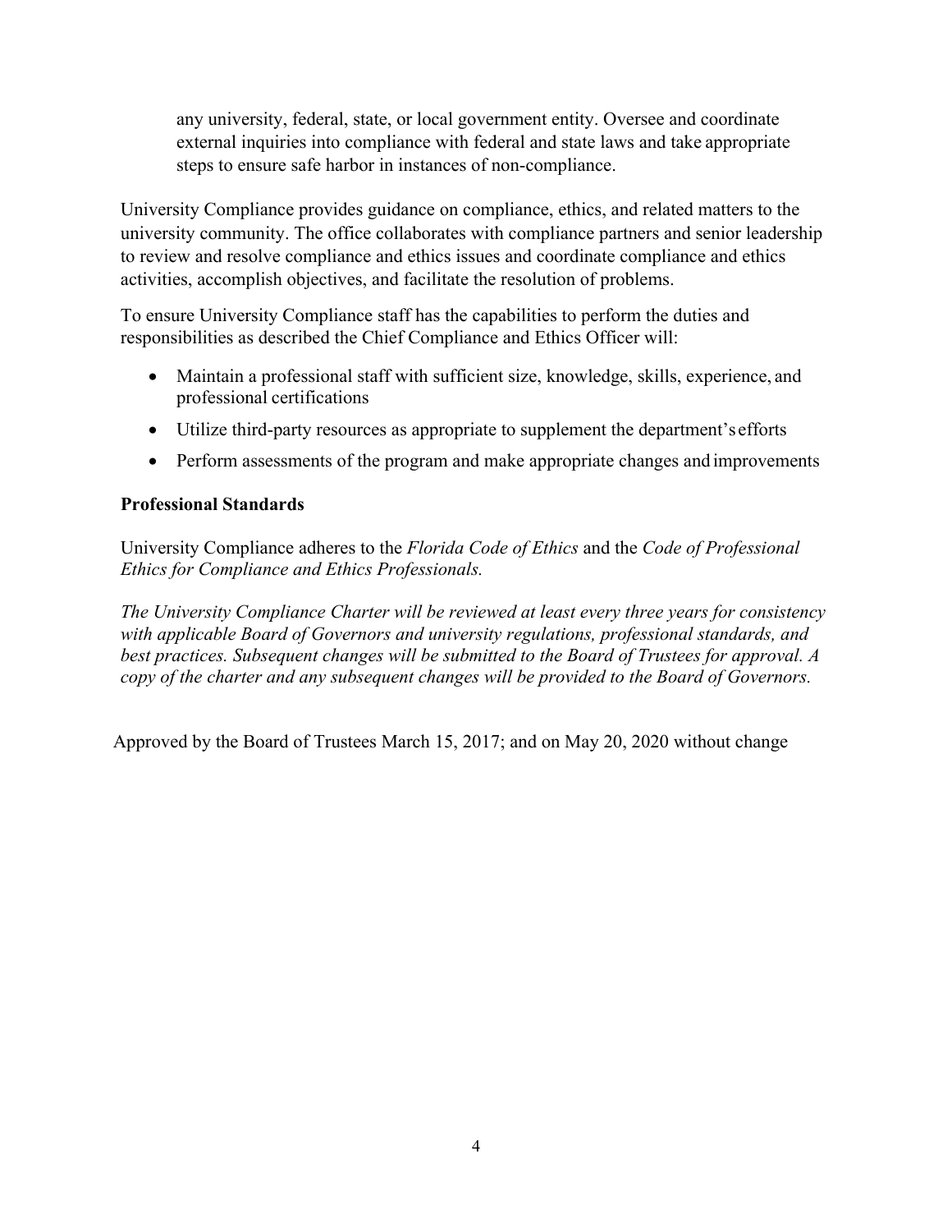any university, federal, state, or local government entity. Oversee and coordinate external inquiries into compliance with federal and state laws and take appropriate steps to ensure safe harbor in instances of non-compliance.

University Compliance provides guidance on compliance, ethics, and related matters to the university community. The office collaborates with compliance partners and senior leadership to review and resolve compliance and ethics issues and coordinate compliance and ethics activities, accomplish objectives, and facilitate the resolution of problems.

To ensure University Compliance staff has the capabilities to perform the duties and responsibilities as described the Chief Compliance and Ethics Officer will:

- Maintain a professional staff with sufficient size, knowledge, skills, experience, and professional certifications
- Utilize third-party resources as appropriate to supplement the department's efforts
- Perform assessments of the program and make appropriate changes and improvements

**Professional Standards**

University Compliance adheres to the *Florida Code of Ethics* and the *Code of Professional Ethics for Compliance and Ethics Professionals.*

*The University Compliance Charter will be reviewed at least every three years for consistency with applicable Board of Governors and university regulations, professional standards, and best practices. Subsequent changes will be submitted to the Board of Trustees for approval. A copy of the charter and any subsequent changes will be provided to the Board of Governors.*

Approved by the Board of Trustees March 15, 2017; and on May 20, 2020 without change